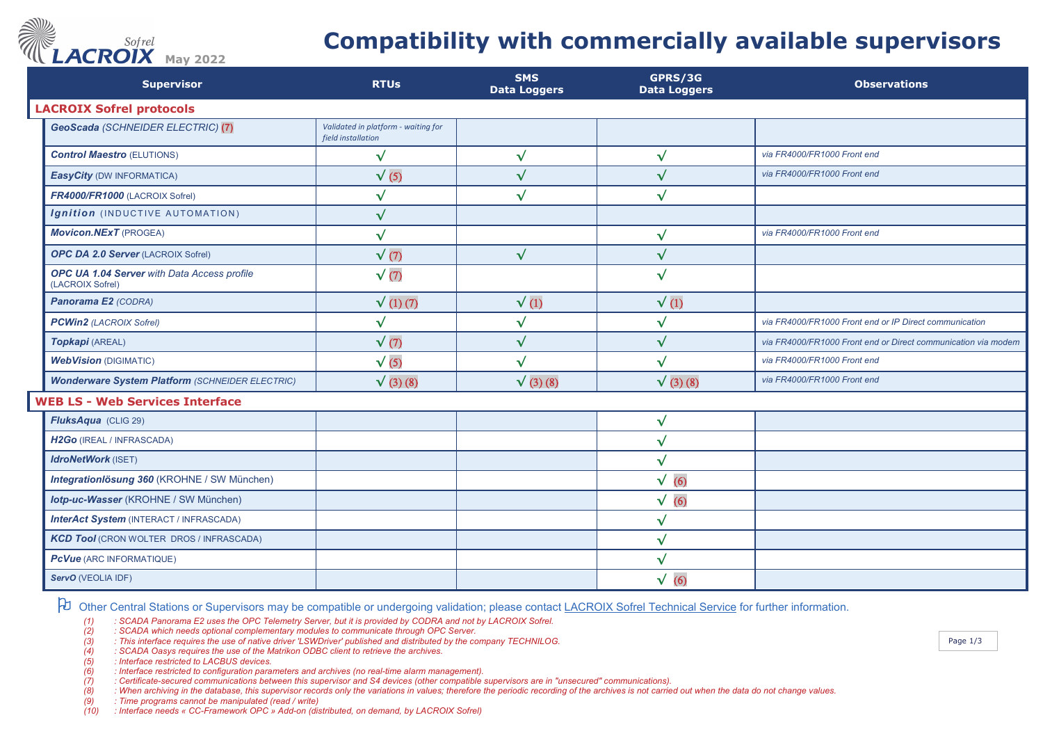Sofrel LACROIX May 2022

# Compatibility with commercially available supervisors

| Supervisor | RTUs | SMS Data Loggers | GPRS/3G Data Loggers | Observations |
|---|---|---|---|---|
| **LACROIX Sofrel protocols** | | | | |
| ***GeoScada*** *(SCHNEIDER ELECTRIC)* (7) | *Validated in platform - waiting for field installation* | | | |
| ***Control Maestro*** (ELUTIONS) | √ | √ | √ | *via FR4000/FR1000 Front end* |
| ***EasyCity*** (DW INFORMATICA) | √ (5) | √ | √ | *via FR4000/FR1000 Front end* |
| ***FR4000/FR1000*** (LACROIX Sofrel) | √ | √ | √ | |
| ***Ignition*** (INDUCTIVE AUTOMATION) | √ | | | |
| ***Movicon.NExT*** (PROGEA) | √ | | √ | *via FR4000/FR1000 Front end* |
| ***OPC DA 2.0 Server*** (LACROIX Sofrel) | √ (7) | √ | √ | |
| ***OPC UA 1.04 Server*** *with Data Access profile* (LACROIX Sofrel) | √ (7) | | √ | |
| ***Panorama E2*** *(CODRA)* | √ (1) (7) | √ (1) | √ (1) | |
| ***PCWin2*** *(LACROIX Sofrel)* | √ | √ | √ | *via FR4000/FR1000 Front end or IP Direct communication* |
| ***Topkapi*** (AREAL) | √ (7) | √ | √ | *via FR4000/FR1000 Front end or Direct communication via modem* |
| ***WebVision*** (DIGIMATIC) | √ (5) | √ | √ | *via FR4000/FR1000 Front end* |
| ***Wonderware System Platform*** *(SCHNEIDER ELECTRIC)* | √ (3) (8) | √ (3) (8) | √ (3) (8) | *via FR4000/FR1000 Front end* |
| **WEB LS - Web Services Interface** | | | | |
| ***FluksAqua*** (CLIG 29) | | | √ | |
| ***H2Go*** (IREAL / INFRASCADA) | | | √ | |
| ***IdroNetWork*** (ISET) | | | √ | |
| ***Integrationlösung 360*** (KROHNE / SW München) | | | √ (6) | |
| ***Iotp-uc-Wasser*** (KROHNE / SW München) | | | √ (6) | |
| ***InterAct System*** (INTERACT / INFRASCADA) | | | √ | |
| ***KCD Tool*** (CRON WOLTER DROS / INFRASCADA) | | | √ | |
| ***PcVue*** (ARC INFORMATIQUE) | | | √ | |
| ***ServO*** (VEOLIA IDF) | | | √ (6) | |

Other Central Stations or Supervisors may be compatible or undergoing validation; please contact LACROIX Sofrel Technical Service for further information.

*(1) : SCADA Panorama E2 uses the OPC Telemetry Server, but it is provided by CODRA and not by LACROIX Sofrel.*
*(2) : SCADA which needs optional complementary modules to communicate through OPC Server.*
*(3) : This interface requires the use of native driver 'LSWDriver' published and distributed by the company TECHNILOG.*
*(4) : SCADA Oasys requires the use of the Matrikon ODBC client to retrieve the archives.*
*(5) : Interface restricted to LACBUS devices.*
*(6) : Interface restricted to configuration parameters and archives (no real-time alarm management).*
*(7) : Certificate-secured communications between this supervisor and S4 devices (other compatible supervisors are in "unsecured" communications).*
*(8) : When archiving in the database, this supervisor records only the variations in values; therefore the periodic recording of the archives is not carried out when the data do not change values.*
*(9) : Time programs cannot be manipulated (read / write)*
*(10) : Interface needs « CC-Framework OPC » Add-on (distributed, on demand, by LACROIX Sofrel)*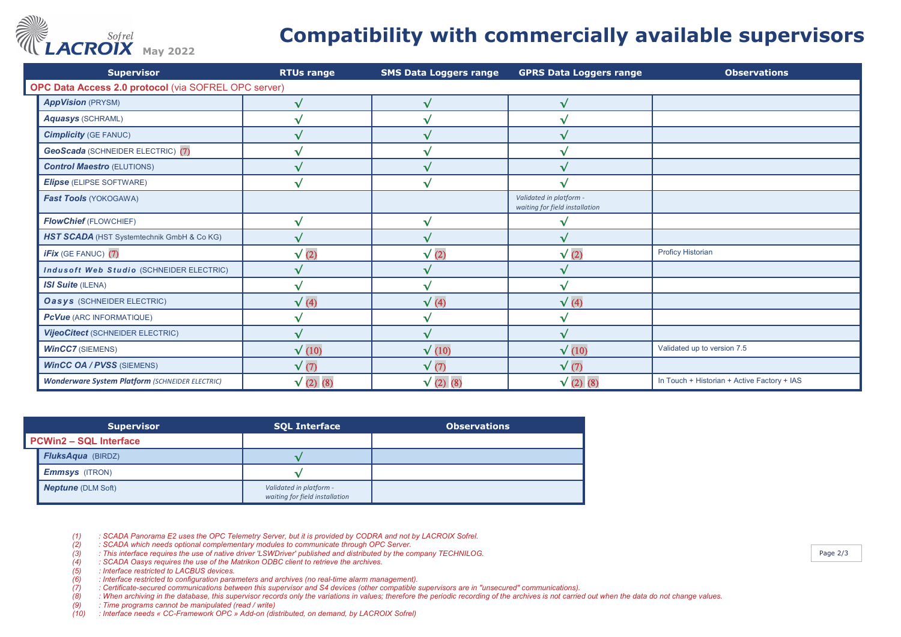# Compatibility with commercially available supervisors

May 2022

| Supervisor | RTUs range | SMS Data Loggers range | GPRS Data Loggers range | Observations |
|---|---|---|---|---|
| **OPC Data Access 2.0 protocol** (via SOFREL OPC server) | | | | |
| ***AppVision*** (PRYSM) | √ | √ | √ | |
| ***Aquasys*** (SCHRAML) | √ | √ | √ | |
| ***Cimplicity*** (GE FANUC) | √ | √ | √ | |
| ***GeoScada*** (SCHNEIDER ELECTRIC) (7) | √ | √ | √ | |
| ***Control Maestro*** (ELUTIONS) | √ | √ | √ | |
| ***Elipse*** (ELIPSE SOFTWARE) | √ | √ | √ | |
| ***Fast Tools*** (YOKOGAWA) | | | *Validated in platform - waiting for field installation* | |
| ***FlowChief*** (FLOWCHIEF) | √ | √ | √ | |
| ***HST SCADA*** (HST Systemtechnik GmbH & Co KG) | √ | √ | √ | |
| ***iFix*** (GE FANUC) (7) | √ (2) | √ (2) | √ (2) | Proficy Historian |
| ***Indusoft Web Studio*** (SCHNEIDER ELECTRIC) | √ | √ | √ | |
| ***ISI Suite*** (ILENA) | √ | √ | √ | |
| ***Oasys*** (SCHNEIDER ELECTRIC) | √ (4) | √ (4) | √ (4) | |
| ***PcVue*** (ARC INFORMATIQUE) | √ | √ | √ | |
| ***VijeoCitect*** (SCHNEIDER ELECTRIC) | √ | √ | √ | |
| ***WinCC7*** (SIEMENS) | √ (10) | √ (10) | √ (10) | Validated up to version 7.5 |
| ***WinCC OA / PVSS*** (SIEMENS) | √ (7) | √ (7) | √ (7) | |
| ***Wonderware System Platform*** *(SCHNEIDER ELECTRIC)* | √ (2) (8) | √ (2) (8) | √ (2) (8) | In Touch + Historian + Active Factory + IAS |

| Supervisor | SQL Interface | Observations |
|---|---|---|
| **PCWin2 – SQL Interface** | | |
| ***FluksAqua*** (BIRDZ) | √ | |
| ***Emmsys*** (ITRON) | √ | |
| ***Neptune*** (DLM Soft) | *Validated in platform - waiting for field installation* | |

*(1) : SCADA Panorama E2 uses the OPC Telemetry Server, but it is provided by CODRA and not by LACROIX Sofrel.*
*(2) : SCADA which needs optional complementary modules to communicate through OPC Server.*
*(3) : This interface requires the use of native driver 'LSWDriver' published and distributed by the company TECHNILOG.*
*(4) : SCADA Oasys requires the use of the Matrikon ODBC client to retrieve the archives.*
*(5) : Interface restricted to LACBUS devices.*
*(6) : Interface restricted to configuration parameters and archives (no real-time alarm management).*
*(7) : Certificate-secured communications between this supervisor and S4 devices (other compatible supervisors are in "unsecured" communications).*
*(8) : When archiving in the database, this supervisor records only the variations in values; therefore the periodic recording of the archives is not carried out when the data do not change values.*
*(9) : Time programs cannot be manipulated (read / write)*
*(10) : Interface needs « CC-Framework OPC » Add-on (distributed, on demand, by LACROIX Sofrel)*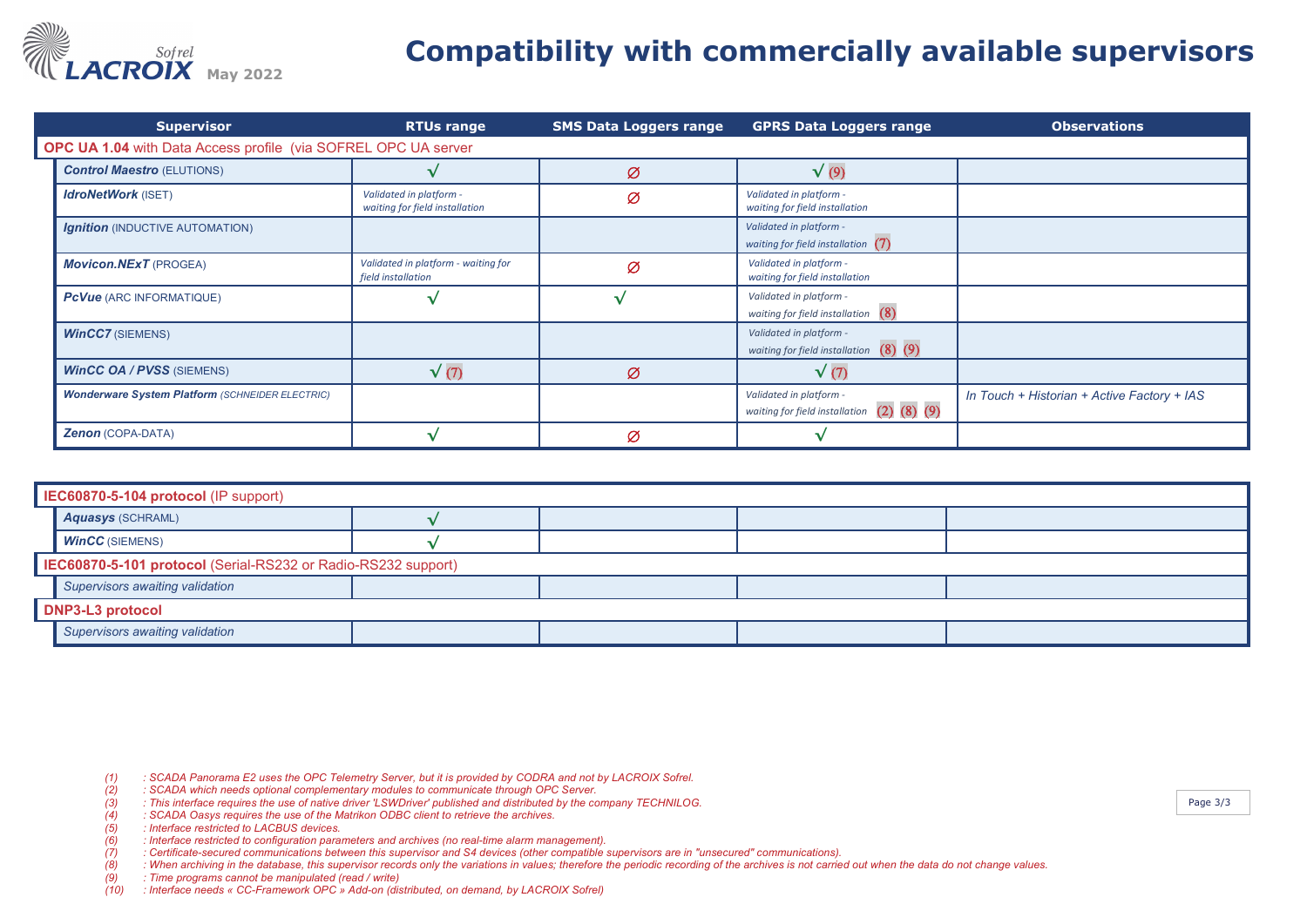# Compatibility with commercially available supervisors

May 2022

| Supervisor | RTUs range | SMS Data Loggers range | GPRS Data Loggers range | Observations |
|---|---|---|---|---|
| **OPC UA 1.04** with Data Access profile (via SOFREL OPC UA server | | | | |
| ***Control Maestro*** (ELUTIONS) | √ | ∅ | √ (9) | |
| ***IdroNetWork*** (ISET) | *Validated in platform - waiting for field installation* | ∅ | *Validated in platform - waiting for field installation* | |
| ***Ignition*** (INDUCTIVE AUTOMATION) | | | *Validated in platform - waiting for field installation* (7) | |
| ***Movicon.NExT*** (PROGEA) | *Validated in platform - waiting for field installation* | ∅ | *Validated in platform - waiting for field installation* | |
| ***PcVue*** (ARC INFORMATIQUE) | √ | √ | *Validated in platform - waiting for field installation* (8) | |
| ***WinCC7*** (SIEMENS) | | | *Validated in platform - waiting for field installation* (8) (9) | |
| ***WinCC OA / PVSS*** (SIEMENS) | √ (7) | ∅ | √ (7) | |
| ***Wonderware System Platform*** *(SCHNEIDER ELECTRIC)* | | | *Validated in platform - waiting for field installation* (2) (8) (9) | *In Touch + Historian + Active Factory + IAS* |
| ***Zenon*** (COPA-DATA) | √ | ∅ | √ | |

| | | | | |
|---|---|---|---|---|
| **IEC60870-5-104 protocol** (IP support) | | | | |
| ***Aquasys*** (SCHRAML) | √ | | | |
| ***WinCC*** (SIEMENS) | √ | | | |
| **IEC60870-5-101 protocol** (Serial-RS232 or Radio-RS232 support) | | | | |
| *Supervisors awaiting validation* | | | | |
| **DNP3-L3 protocol** | | | | |
| *Supervisors awaiting validation* | | | | |

*(1) : SCADA Panorama E2 uses the OPC Telemetry Server, but it is provided by CODRA and not by LACROIX Sofrel.*
*(2) : SCADA which needs optional complementary modules to communicate through OPC Server.*
*(3) : This interface requires the use of native driver 'LSWDriver' published and distributed by the company TECHNILOG.*
*(4) : SCADA Oasys requires the use of the Matrikon ODBC client to retrieve the archives.*
*(5) : Interface restricted to LACBUS devices.*
*(6) : Interface restricted to configuration parameters and archives (no real-time alarm management).*
*(7) : Certificate-secured communications between this supervisor and S4 devices (other compatible supervisors are in "unsecured" communications).*
*(8) : When archiving in the database, this supervisor records only the variations in values; therefore the periodic recording of the archives is not carried out when the data do not change values.*
*(9) : Time programs cannot be manipulated (read / write)*
*(10) : Interface needs « CC-Framework OPC » Add-on (distributed, on demand, by LACROIX Sofrel)*